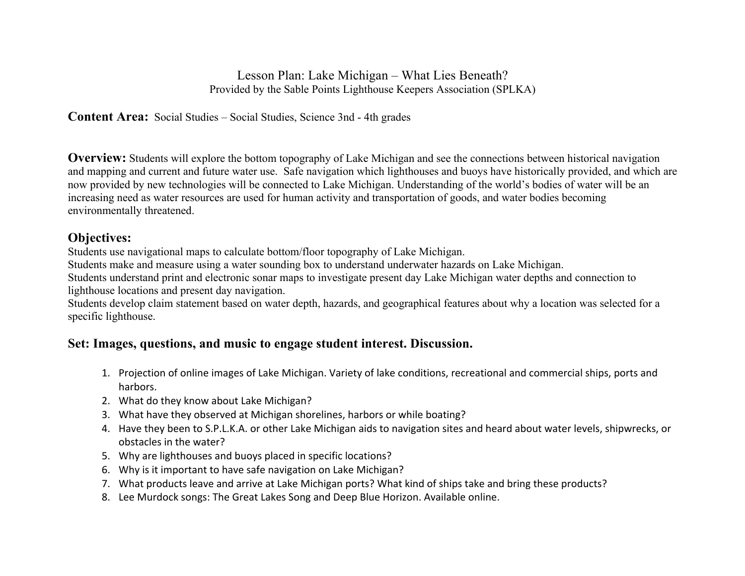# Lesson Plan: Lake Michigan – What Lies Beneath?

Provided by the Sable Points Lighthouse Keepers Association (SPLKA)

**Content Area:** Social Studies – Social Studies, Science 3nd - 4th grades

**Overview:** Students will explore the bottom topography of Lake Michigan and see the connections between historical navigation and mapping and current and future water use. Safe navigation which lighthouses and buoys have historically provided, and which are now provided by new technologies will be connected to Lake Michigan. Understanding of the world's bodies of water will be an increasing need as water resources are used for human activity and transportation of goods, and water bodies becoming environmentally threatened.

## Objectives:

Students use navigational maps to calculate bottom/floor topography of Lake Michigan.
Students make and measure using a water sounding box to understand underwater hazards on Lake Michigan.
Students understand print and electronic sonar maps to investigate present day Lake Michigan water depths and connection to lighthouse locations and present day navigation.
Students develop claim statement based on water depth, hazards, and geographical features about why a location was selected for a specific lighthouse.

## Set: Images, questions, and music to engage student interest. Discussion.

1. Projection of online images of Lake Michigan. Variety of lake conditions, recreational and commercial ships, ports and harbors.
2. What do they know about Lake Michigan?
3. What have they observed at Michigan shorelines, harbors or while boating?
4. Have they been to S.P.L.K.A. or other Lake Michigan aids to navigation sites and heard about water levels, shipwrecks, or obstacles in the water?
5. Why are lighthouses and buoys placed in specific locations?
6. Why is it important to have safe navigation on Lake Michigan?
7. What products leave and arrive at Lake Michigan ports? What kind of ships take and bring these products?
8. Lee Murdock songs: The Great Lakes Song and Deep Blue Horizon. Available online.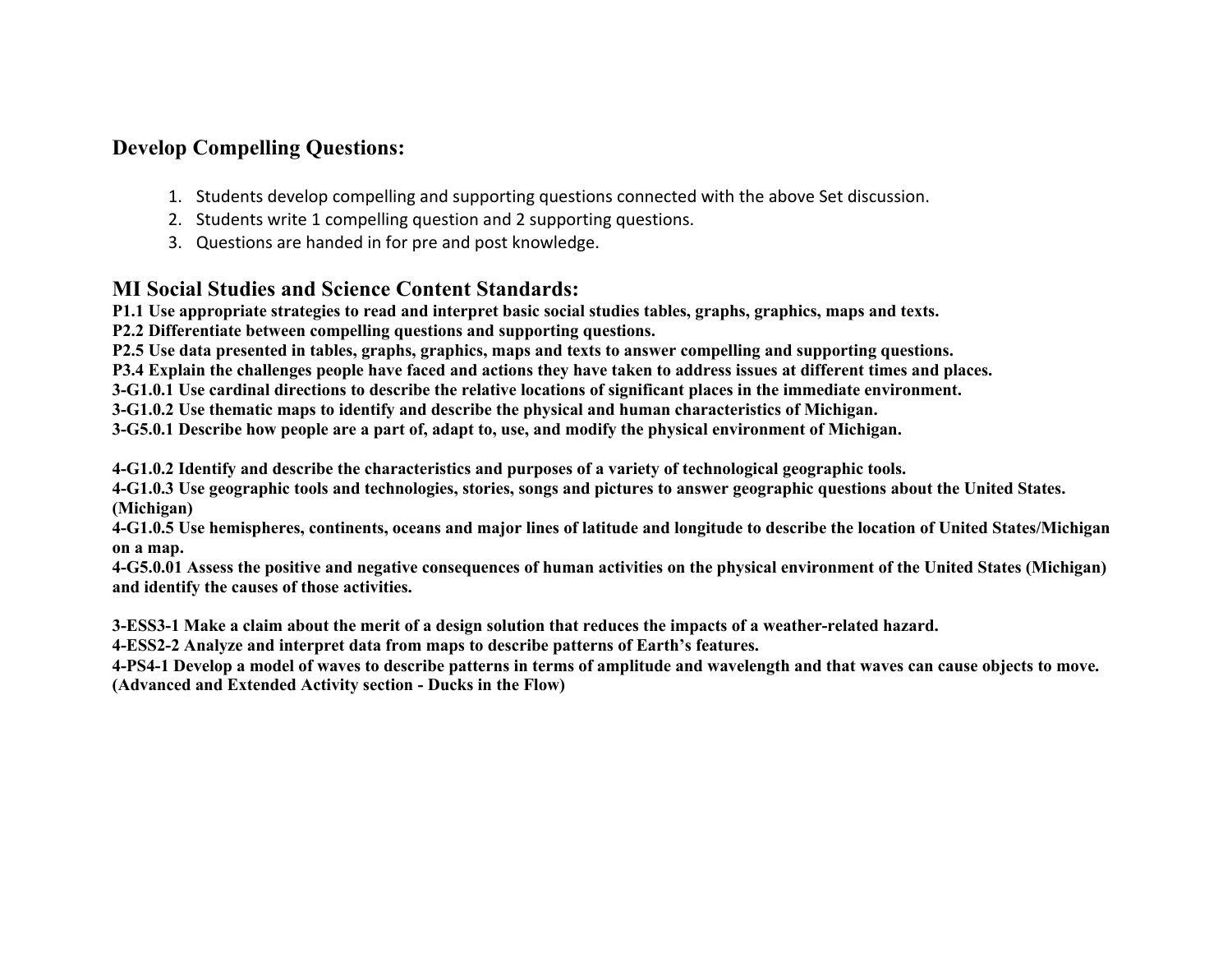## Develop Compelling Questions:

1. Students develop compelling and supporting questions connected with the above Set discussion.
2. Students write 1 compelling question and 2 supporting questions.
3. Questions are handed in for pre and post knowledge.

## MI Social Studies and Science Content Standards:

**P1.1 Use appropriate strategies to read and interpret basic social studies tables, graphs, graphics, maps and texts.**
**P2.2 Differentiate between compelling questions and supporting questions.**
**P2.5 Use data presented in tables, graphs, graphics, maps and texts to answer compelling and supporting questions.**
**P3.4 Explain the challenges people have faced and actions they have taken to address issues at different times and places.**
**3-G1.0.1 Use cardinal directions to describe the relative locations of significant places in the immediate environment.**
**3-G1.0.2 Use thematic maps to identify and describe the physical and human characteristics of Michigan.**
**3-G5.0.1 Describe how people are a part of, adapt to, use, and modify the physical environment of Michigan.**

**4-G1.0.2 Identify and describe the characteristics and purposes of a variety of technological geographic tools.**
**4-G1.0.3 Use geographic tools and technologies, stories, songs and pictures to answer geographic questions about the United States. (Michigan)**
**4-G1.0.5 Use hemispheres, continents, oceans and major lines of latitude and longitude to describe the location of United States/Michigan on a map.**
**4-G5.0.01 Assess the positive and negative consequences of human activities on the physical environment of the United States (Michigan) and identify the causes of those activities.**

**3-ESS3-1 Make a claim about the merit of a design solution that reduces the impacts of a weather-related hazard.**
**4-ESS2-2 Analyze and interpret data from maps to describe patterns of Earth's features.**
**4-PS4-1 Develop a model of waves to describe patterns in terms of amplitude and wavelength and that waves can cause objects to move. (Advanced and Extended Activity section - Ducks in the Flow)**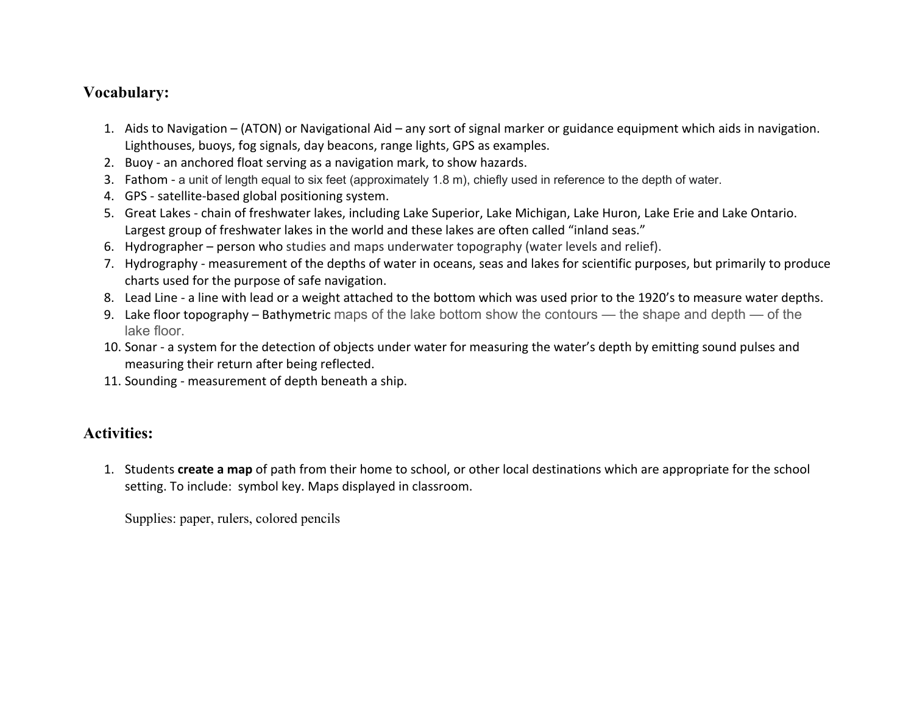## Vocabulary:

1. Aids to Navigation – (ATON) or Navigational Aid – any sort of signal marker or guidance equipment which aids in navigation. Lighthouses, buoys, fog signals, day beacons, range lights, GPS as examples.
2. Buoy - an anchored float serving as a navigation mark, to show hazards.
3. Fathom - a unit of length equal to six feet (approximately 1.8 m), chiefly used in reference to the depth of water.
4. GPS - satellite-based global positioning system.
5. Great Lakes - chain of freshwater lakes, including Lake Superior, Lake Michigan, Lake Huron, Lake Erie and Lake Ontario. Largest group of freshwater lakes in the world and these lakes are often called "inland seas."
6. Hydrographer – person who studies and maps underwater topography (water levels and relief).
7. Hydrography - measurement of the depths of water in oceans, seas and lakes for scientific purposes, but primarily to produce charts used for the purpose of safe navigation.
8. Lead Line - a line with lead or a weight attached to the bottom which was used prior to the 1920's to measure water depths.
9. Lake floor topography – Bathymetric maps of the lake bottom show the contours — the shape and depth — of the lake floor.
10. Sonar - a system for the detection of objects under water for measuring the water's depth by emitting sound pulses and measuring their return after being reflected.
11. Sounding - measurement of depth beneath a ship.

## Activities:

1. Students **create a map** of path from their home to school, or other local destinations which are appropriate for the school setting. To include: symbol key. Maps displayed in classroom.

   Supplies: paper, rulers, colored pencils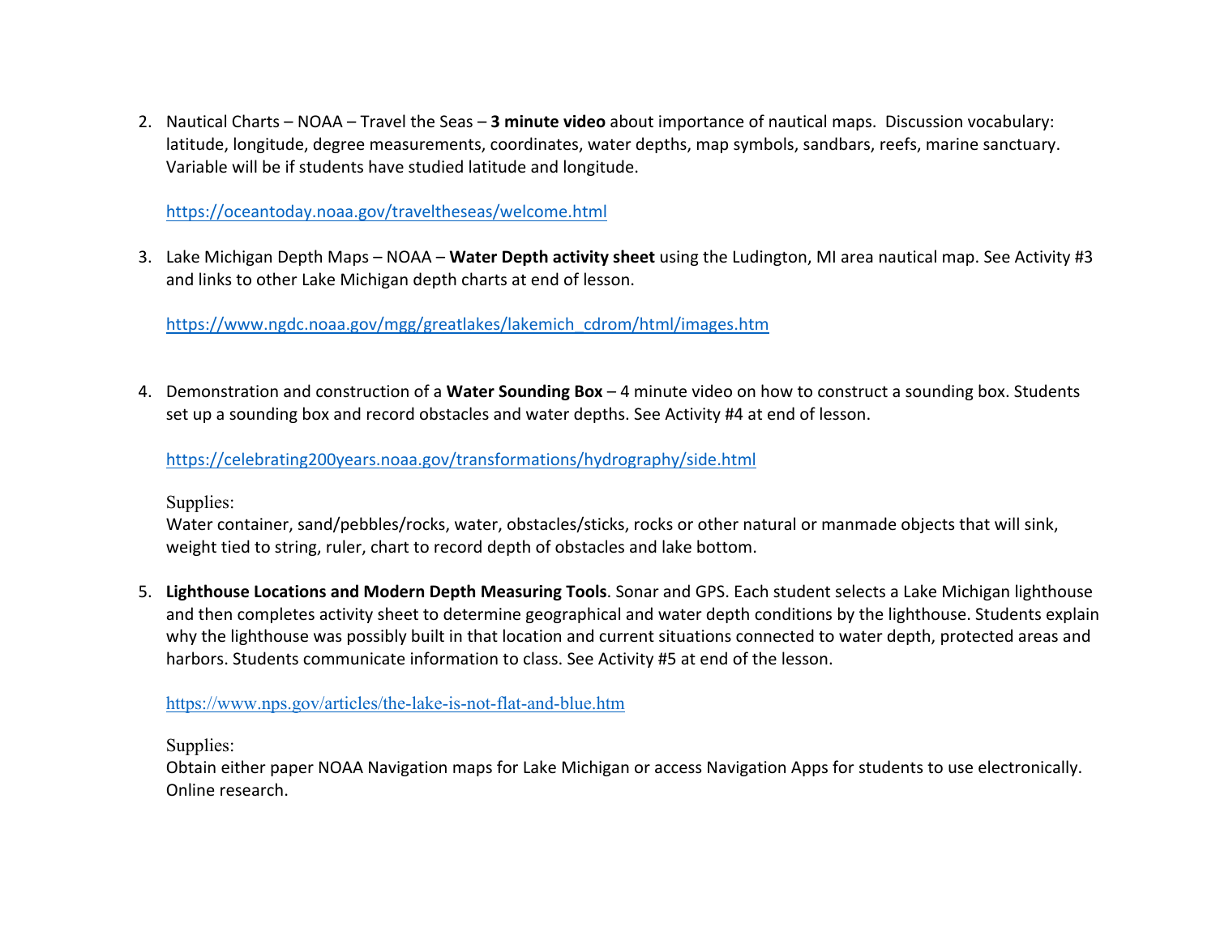2. Nautical Charts – NOAA – Travel the Seas – **3 minute video** about importance of nautical maps. Discussion vocabulary: latitude, longitude, degree measurements, coordinates, water depths, map symbols, sandbars, reefs, marine sanctuary. Variable will be if students have studied latitude and longitude.

   https://oceantoday.noaa.gov/traveltheseas/welcome.html

3. Lake Michigan Depth Maps – NOAA – **Water Depth activity sheet** using the Ludington, MI area nautical map. See Activity #3 and links to other Lake Michigan depth charts at end of lesson.

   https://www.ngdc.noaa.gov/mgg/greatlakes/lakemich_cdrom/html/images.htm

4. Demonstration and construction of a **Water Sounding Box** – 4 minute video on how to construct a sounding box. Students set up a sounding box and record obstacles and water depths. See Activity #4 at end of lesson.

   https://celebrating200years.noaa.gov/transformations/hydrography/side.html

   Supplies:
   Water container, sand/pebbles/rocks, water, obstacles/sticks, rocks or other natural or manmade objects that will sink, weight tied to string, ruler, chart to record depth of obstacles and lake bottom.

5. **Lighthouse Locations and Modern Depth Measuring Tools**. Sonar and GPS. Each student selects a Lake Michigan lighthouse and then completes activity sheet to determine geographical and water depth conditions by the lighthouse. Students explain why the lighthouse was possibly built in that location and current situations connected to water depth, protected areas and harbors. Students communicate information to class. See Activity #5 at end of the lesson.

   https://www.nps.gov/articles/the-lake-is-not-flat-and-blue.htm

   Supplies:
   Obtain either paper NOAA Navigation maps for Lake Michigan or access Navigation Apps for students to use electronically. Online research.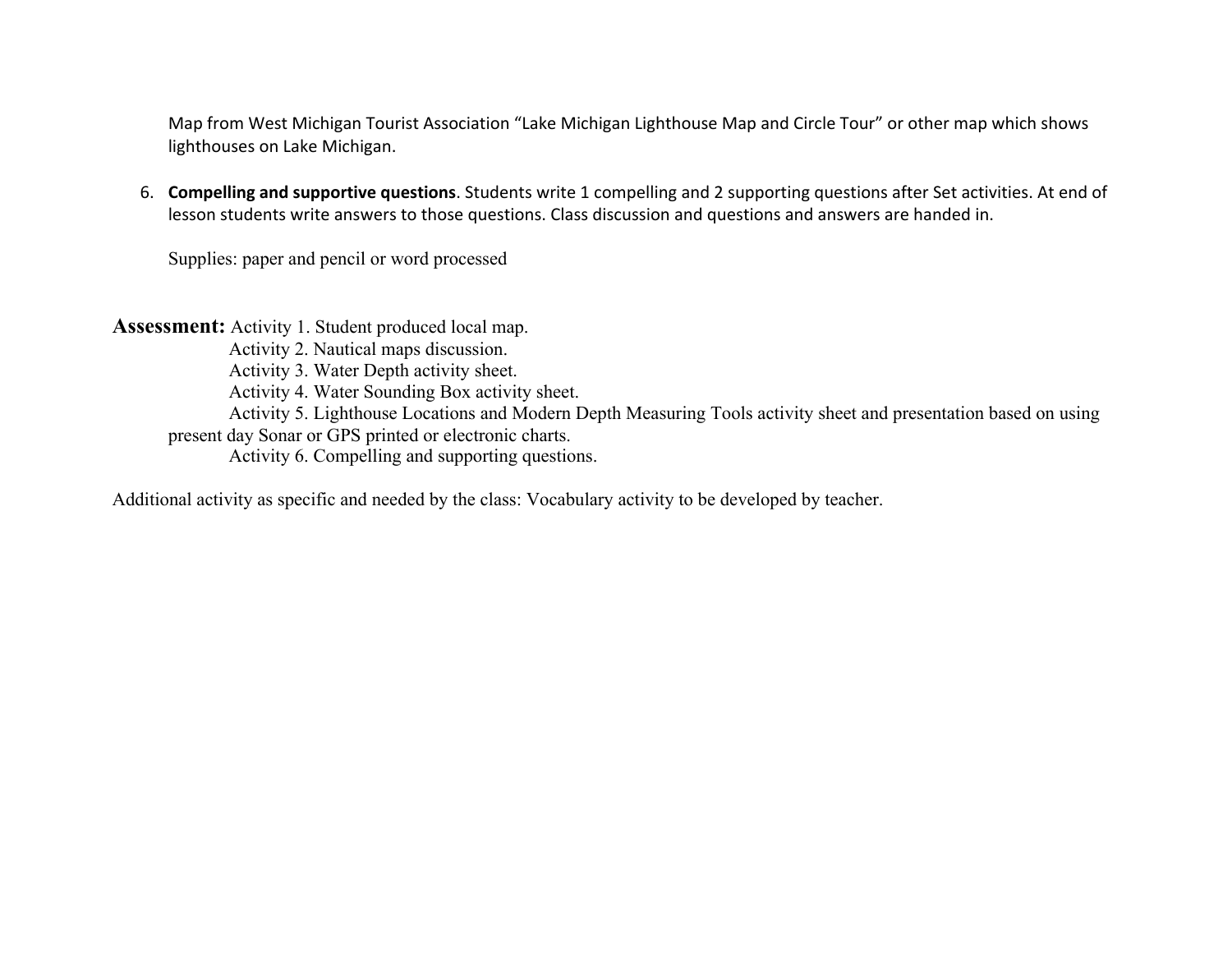Map from West Michigan Tourist Association "Lake Michigan Lighthouse Map and Circle Tour" or other map which shows lighthouses on Lake Michigan.

6. **Compelling and supportive questions**. Students write 1 compelling and 2 supporting questions after Set activities. At end of lesson students write answers to those questions. Class discussion and questions and answers are handed in.

   Supplies: paper and pencil or word processed

**Assessment:** Activity 1. Student produced local map.
Activity 2. Nautical maps discussion.
Activity 3. Water Depth activity sheet.
Activity 4. Water Sounding Box activity sheet.
Activity 5. Lighthouse Locations and Modern Depth Measuring Tools activity sheet and presentation based on using present day Sonar or GPS printed or electronic charts.
Activity 6. Compelling and supporting questions.

Additional activity as specific and needed by the class: Vocabulary activity to be developed by teacher.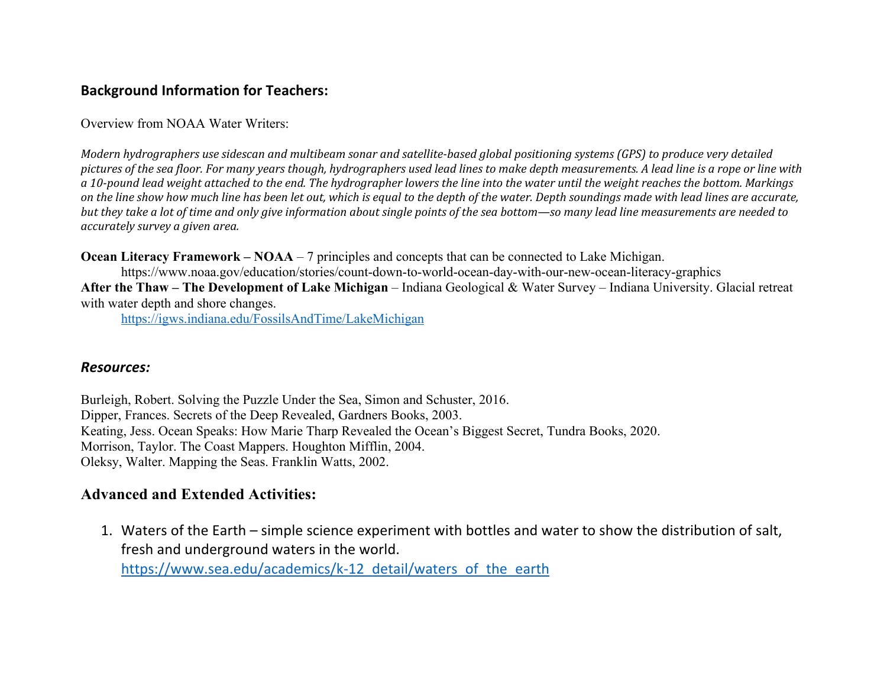## Background Information for Teachers:

Overview from NOAA Water Writers:

*Modern hydrographers use sidescan and multibeam sonar and satellite-based global positioning systems (GPS) to produce very detailed pictures of the sea floor. For many years though, hydrographers used lead lines to make depth measurements. A lead line is a rope or line with a 10-pound lead weight attached to the end. The hydrographer lowers the line into the water until the weight reaches the bottom. Markings on the line show how much line has been let out, which is equal to the depth of the water. Depth soundings made with lead lines are accurate, but they take a lot of time and only give information about single points of the sea bottom—so many lead line measurements are needed to accurately survey a given area.*

**Ocean Literacy Framework – NOAA** – 7 principles and concepts that can be connected to Lake Michigan.
https://www.noaa.gov/education/stories/count-down-to-world-ocean-day-with-our-new-ocean-literacy-graphics

**After the Thaw – The Development of Lake Michigan** – Indiana Geological & Water Survey – Indiana University. Glacial retreat with water depth and shore changes.
https://igws.indiana.edu/FossilsAndTime/LakeMichigan

## *Resources:*

Burleigh, Robert. Solving the Puzzle Under the Sea, Simon and Schuster, 2016.
Dipper, Frances. Secrets of the Deep Revealed, Gardners Books, 2003.
Keating, Jess. Ocean Speaks: How Marie Tharp Revealed the Ocean's Biggest Secret, Tundra Books, 2020.
Morrison, Taylor. The Coast Mappers. Houghton Mifflin, 2004.
Oleksy, Walter. Mapping the Seas. Franklin Watts, 2002.

## Advanced and Extended Activities:

1. Waters of the Earth – simple science experiment with bottles and water to show the distribution of salt, fresh and underground waters in the world.
   https://www.sea.edu/academics/k-12_detail/waters_of_the_earth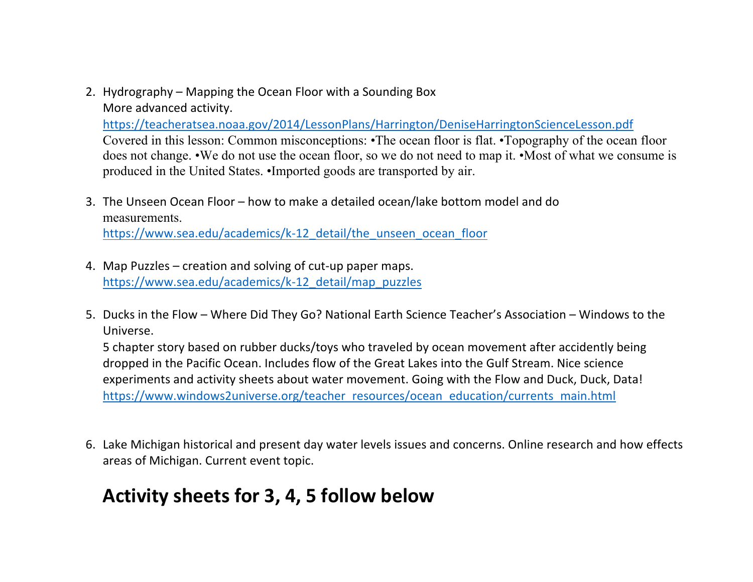2. Hydrography – Mapping the Ocean Floor with a Sounding Box
   More advanced activity.
   https://teacheratsea.noaa.gov/2014/LessonPlans/Harrington/DeniseHarringtonScienceLesson.pdf
   Covered in this lesson: Common misconceptions: •The ocean floor is flat. •Topography of the ocean floor does not change. •We do not use the ocean floor, so we do not need to map it. •Most of what we consume is produced in the United States. •Imported goods are transported by air.

3. The Unseen Ocean Floor – how to make a detailed ocean/lake bottom model and do measurements.
   https://www.sea.edu/academics/k-12_detail/the_unseen_ocean_floor

4. Map Puzzles – creation and solving of cut-up paper maps.
   https://www.sea.edu/academics/k-12_detail/map_puzzles

5. Ducks in the Flow – Where Did They Go? National Earth Science Teacher's Association – Windows to the Universe.
   5 chapter story based on rubber ducks/toys who traveled by ocean movement after accidently being dropped in the Pacific Ocean. Includes flow of the Great Lakes into the Gulf Stream. Nice science experiments and activity sheets about water movement. Going with the Flow and Duck, Duck, Data!
   https://www.windows2universe.org/teacher_resources/ocean_education/currents_main.html

6. Lake Michigan historical and present day water levels issues and concerns. Online research and how effects areas of Michigan. Current event topic.

## Activity sheets for 3, 4, 5 follow below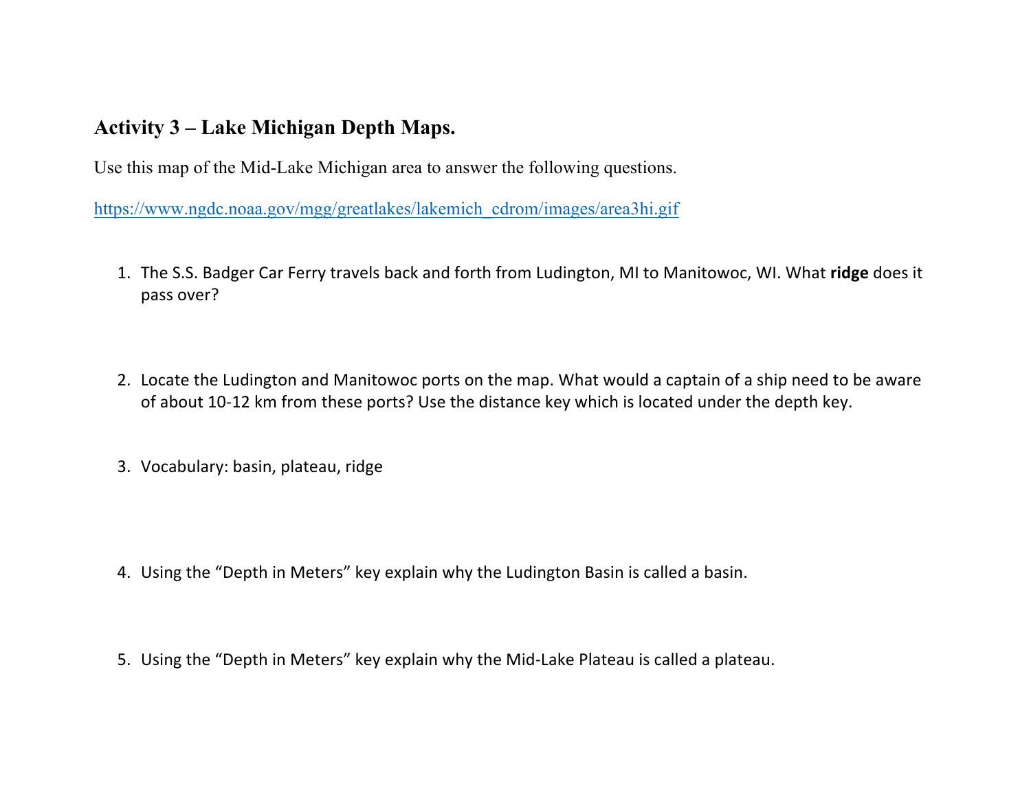### Activity 3 – Lake Michigan Depth Maps.

Use this map of the Mid-Lake Michigan area to answer the following questions.

https://www.ngdc.noaa.gov/mgg/greatlakes/lakemich_cdrom/images/area3hi.gif

1. The S.S. Badger Car Ferry travels back and forth from Ludington, MI to Manitowoc, WI. What **ridge** does it pass over?

2. Locate the Ludington and Manitowoc ports on the map. What would a captain of a ship need to be aware of about 10-12 km from these ports? Use the distance key which is located under the depth key.

3. Vocabulary: basin, plateau, ridge

4. Using the "Depth in Meters" key explain why the Ludington Basin is called a basin.

5. Using the "Depth in Meters" key explain why the Mid-Lake Plateau is called a plateau.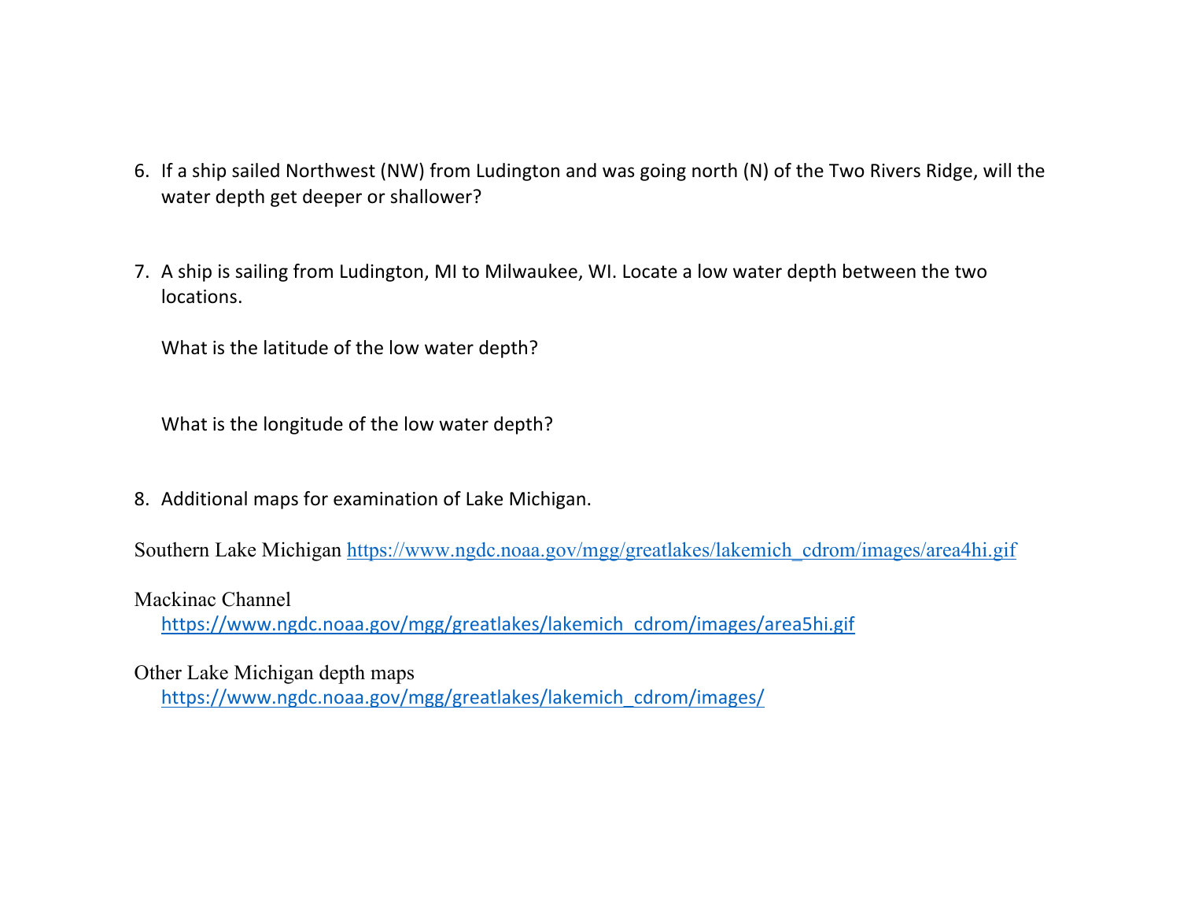6. If a ship sailed Northwest (NW) from Ludington and was going north (N) of the Two Rivers Ridge, will the water depth get deeper or shallower?

7. A ship is sailing from Ludington, MI to Milwaukee, WI. Locate a low water depth between the two locations.

   What is the latitude of the low water depth?

   What is the longitude of the low water depth?

8. Additional maps for examination of Lake Michigan.

Southern Lake Michigan https://www.ngdc.noaa.gov/mgg/greatlakes/lakemich_cdrom/images/area4hi.gif

Mackinac Channel
https://www.ngdc.noaa.gov/mgg/greatlakes/lakemich_cdrom/images/area5hi.gif

Other Lake Michigan depth maps
https://www.ngdc.noaa.gov/mgg/greatlakes/lakemich_cdrom/images/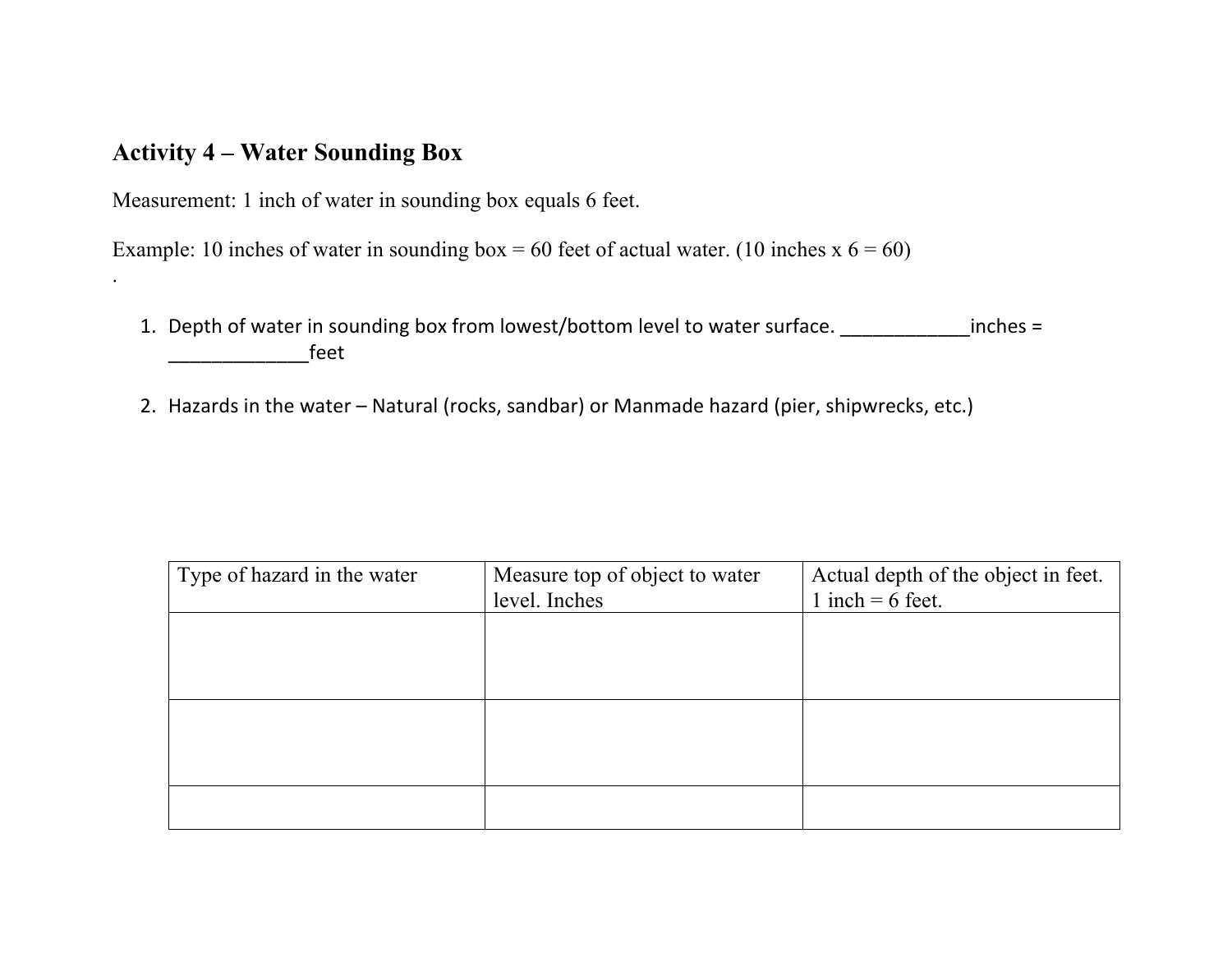## Activity 4 – Water Sounding Box

Measurement: 1 inch of water in sounding box equals 6 feet.

Example: 10 inches of water in sounding box = 60 feet of actual water. (10 inches x 6 = 60)

.

1. Depth of water in sounding box from lowest/bottom level to water surface. ____________inches = _____________feet

2. Hazards in the water – Natural (rocks, sandbar) or Manmade hazard (pier, shipwrecks, etc.)

| Type of hazard in the water | Measure top of object to water level. Inches | Actual depth of the object in feet. 1 inch = 6 feet. |
| --- | --- | --- |
| | | |
| | | |
| | | |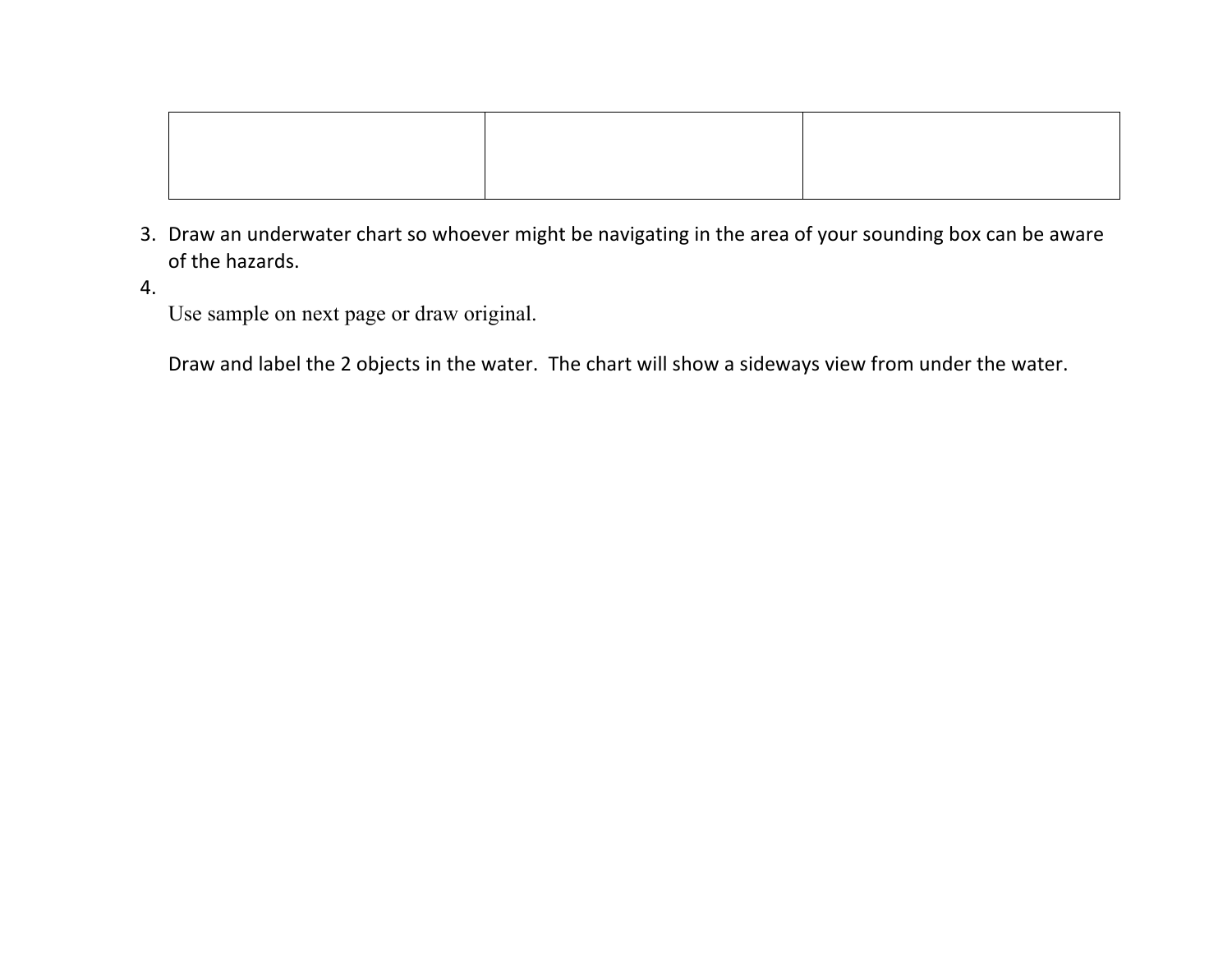| | | |
|---|---|---|
| | | |

3. Draw an underwater chart so whoever might be navigating in the area of your sounding box can be aware of the hazards.
4. 

   Use sample on next page or draw original.

   Draw and label the 2 objects in the water. The chart will show a sideways view from under the water.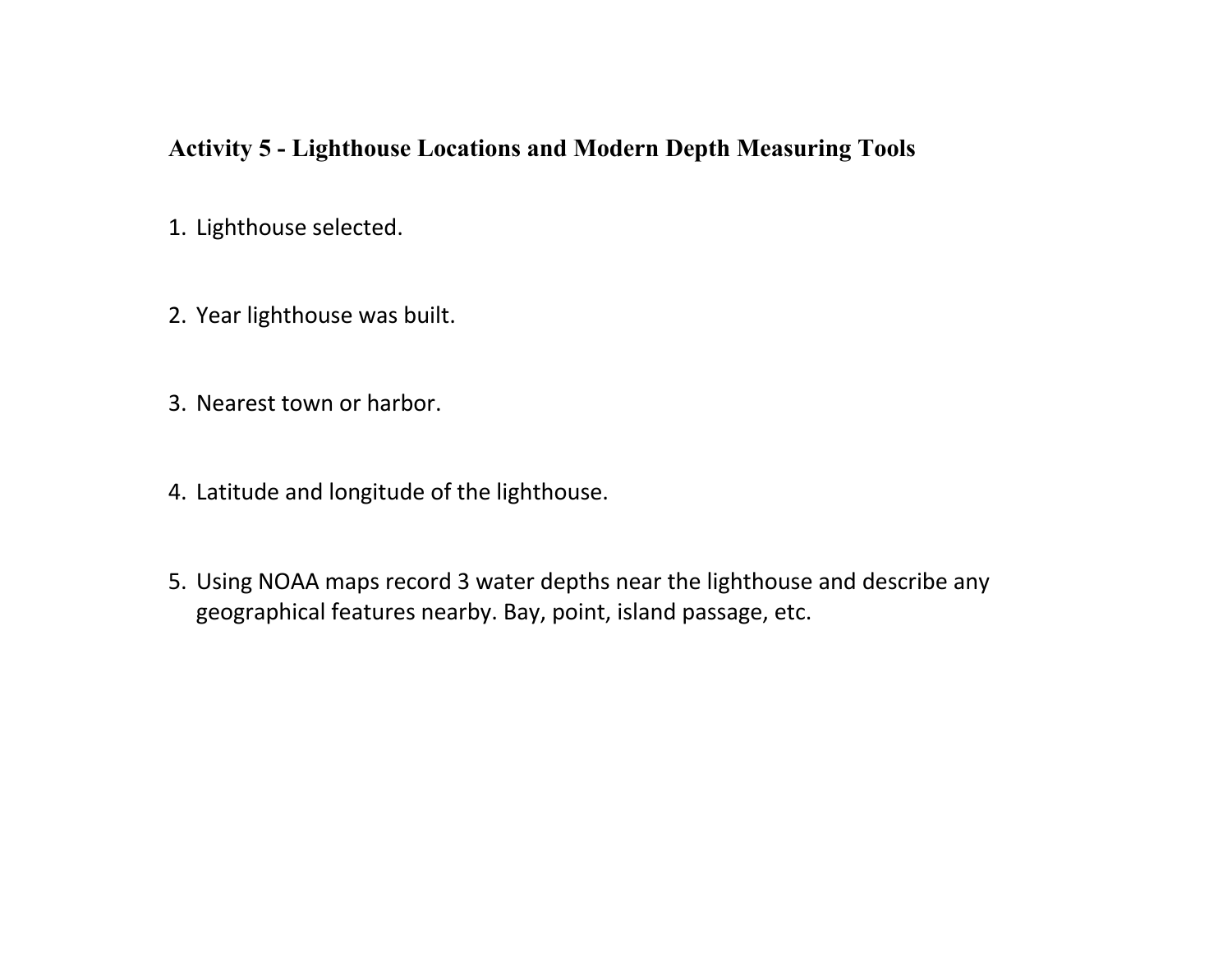## Activity 5 - Lighthouse Locations and Modern Depth Measuring Tools

1. Lighthouse selected.

2. Year lighthouse was built.

3. Nearest town or harbor.

4. Latitude and longitude of the lighthouse.

5. Using NOAA maps record 3 water depths near the lighthouse and describe any geographical features nearby. Bay, point, island passage, etc.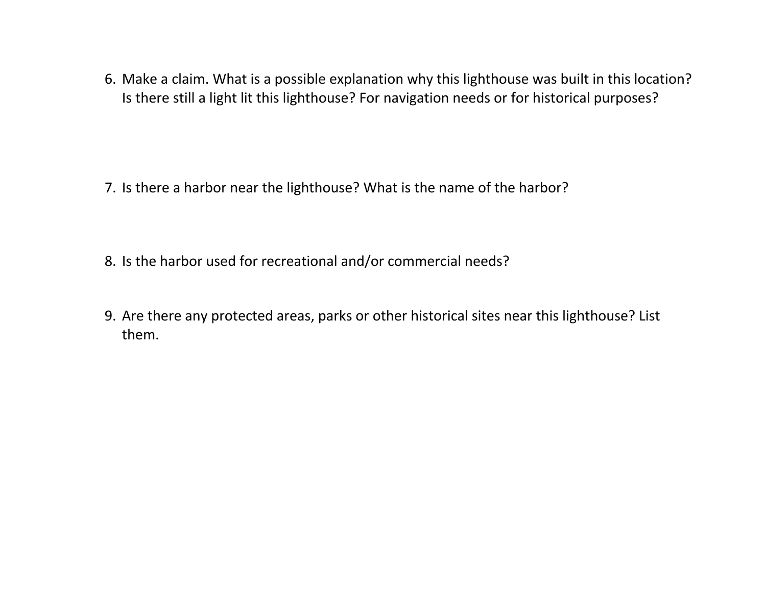6. Make a claim. What is a possible explanation why this lighthouse was built in this location? Is there still a light lit this lighthouse? For navigation needs or for historical purposes?

7. Is there a harbor near the lighthouse? What is the name of the harbor?

8. Is the harbor used for recreational and/or commercial needs?

9. Are there any protected areas, parks or other historical sites near this lighthouse? List them.